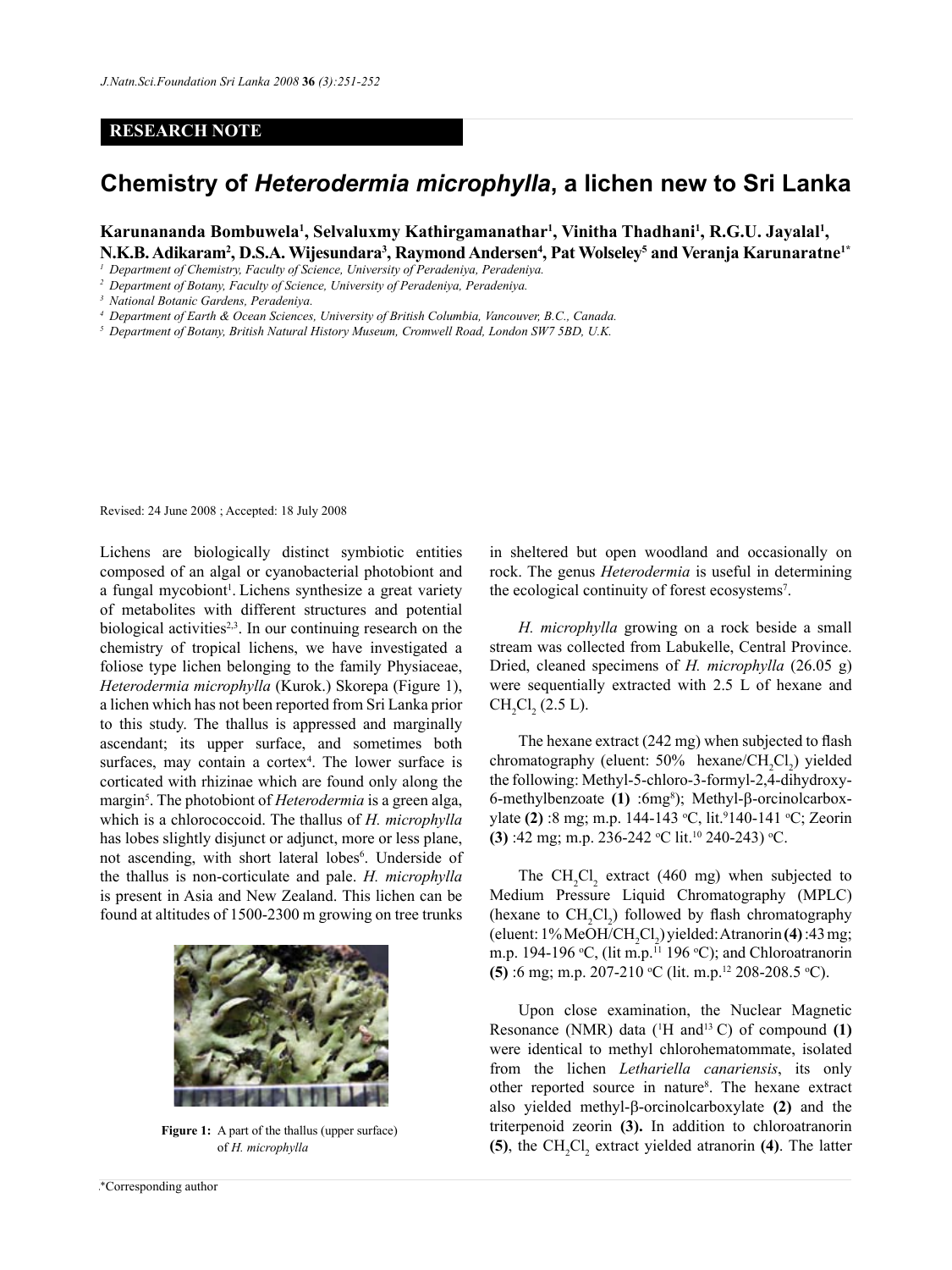**RESEARCH NOTE**

# Chemistry of *Heterodermia microphylla*, a lichen new to Sri Lanka

**Karunananda Bombuwela[1], Selvaluxmy Kathirgamanathar[1], Vinitha Thadhani[1], R.G.U. Jayalal[1], N.K.B. Adikaram[2], D.S.A. Wijesundara[3], Raymond Andersen[4], Pat Wolseley[5] and Veranja Karunaratne[1*]**

[1] Department of Chemistry, Faculty of Science, University of Peradeniya, Peradeniya.
[2] Department of Botany, Faculty of Science, University of Peradeniya, Peradeniya.
[3] National Botanic Gardens, Peradeniya.
[4] Department of Earth & Ocean Sciences, University of British Columbia, Vancouver, B.C., Canada.
[5] Department of Botany, British Natural History Museum, Cromwell Road, London SW7 5BD, U.K.

Revised: 24 June 2008 ; Accepted: 18 July 2008

Lichens are biologically distinct symbiotic entities composed of an algal or cyanobacterial photobiont and a fungal mycobiont[1]. Lichens synthesize a great variety of metabolites with different structures and potential biological activities[2,3]. In our continuing research on the chemistry of tropical lichens, we have investigated a foliose type lichen belonging to the family Physiaceae, *Heterodermia microphylla* (Kurok.) Skorepa (Figure 1), a lichen which has not been reported from Sri Lanka prior to this study. The thallus is appressed and marginally ascendant; its upper surface, and sometimes both surfaces, may contain a cortex[4]. The lower surface is corticated with rhizinae which are found only along the margin[5]. The photobiont of *Heterodermia* is a green alga, which is a chlorococcoid. The thallus of *H. microphylla* has lobes slightly disjunct or adjunct, more or less plane, not ascending, with short lateral lobes[6]. Underside of the thallus is non-corticulate and pale. *H. microphylla* is present in Asia and New Zealand. This lichen can be found at altitudes of 1500-2300 m growing on tree trunks in sheltered but open woodland and occasionally on rock. The genus *Heterodermia* is useful in determining the ecological continuity of forest ecosystems[7].

**Figure 1:** A part of the thallus (upper surface) of *H. microphylla*

*H. microphylla* growing on a rock beside a small stream was collected from Labukelle, Central Province. Dried, cleaned specimens of *H. microphylla* (26.05 g) were sequentially extracted with 2.5 L of hexane and $CH_2Cl_2$ (2.5 L).

The hexane extract (242 mg) when subjected to flash chromatography (eluent: 50% hexane/$CH_2Cl_2$) yielded the following: Methyl-5-chloro-3-formyl-2,4-dihydroxy-6-methylbenzoate **(1)** :6mg[8]); Methyl-β-orcinolcarboxylate **(2)** :8 mg; m.p. 144-143 °C, lit.[9]140-141 °C; Zeorin **(3)** :42 mg; m.p. 236-242 °C lit.[10] 240-243) °C.

The $CH_2Cl_2$ extract (460 mg) when subjected to Medium Pressure Liquid Chromatography (MPLC) (hexane to $CH_2Cl_2$) followed by flash chromatography (eluent: 1% MeOH/$CH_2Cl_2$) yielded: Atranorin **(4)** :43 mg; m.p. 194-196 °C, (lit m.p.[11] 196 °C); and Chloroatranorin **(5)** :6 mg; m.p. 207-210 °C (lit. m.p.[12] 208-208.5 °C).

Upon close examination, the Nuclear Magnetic Resonance (NMR) data ($^1$H and $^{13}$C) of compound **(1)** were identical to methyl chlorohematommate, isolated from the lichen *Lethariella canariensis*, its only other reported source in nature[8]. The hexane extract also yielded methyl-β-orcinolcarboxylate **(2)** and the triterpenoid zeorin **(3).** In addition to chloroatranorin **(5)**, the $CH_2Cl_2$ extract yielded atranorin **(4)**. The latter

*Corresponding author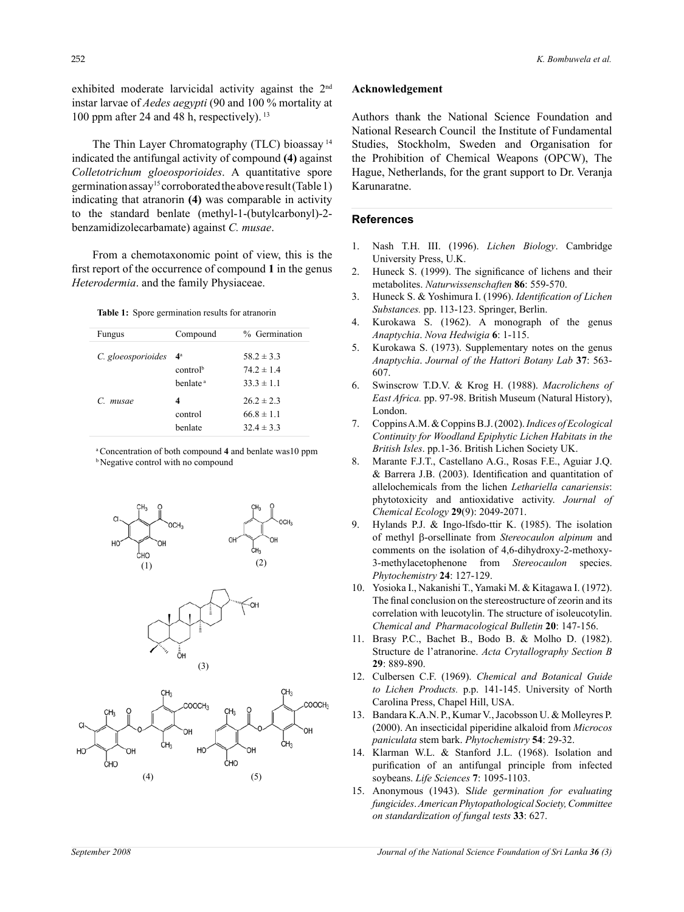exhibited moderate larvicidal activity against the 2[nd] instar larvae of *Aedes aegypti* (90 and 100 % mortality at 100 ppm after 24 and 48 h, respectively). [13]

The Thin Layer Chromatography (TLC) bioassay [14] indicated the antifungal activity of compound **(4)** against *Colletotrichum gloeosporioides*. A quantitative spore germination assay[15] corroborated the above result (Table 1) indicating that atranorin **(4)** was comparable in activity to the standard benlate (methyl-1-(butylcarbonyl)-2-benzamidizolecarbamate) against *C. musae*.

From a chemotaxonomic point of view, this is the first report of the occurrence of compound **1** in the genus *Heterodermia*. and the family Physiaceae.

**Table 1:** Spore germination results for atranorin

| Fungus | Compound | % Germination |
|---|---|---|
| *C. gloeosporioides* | **4**[a] | 58.2 ± 3.3 |
| | control[b] | 74.2 ± 1.4 |
| | benlate [a] | 33.3 ± 1.1 |
| *C. musae* | **4** | 26.2 ± 2.3 |
| | control | 66.8 ± 1.1 |
| | benlate | 32.4 ± 3.3 |

[a] Concentration of both compound **4** and benlate was10 ppm
[b] Negative control with no compound

(1) (2)

(3)

(4) (5)

## Acknowledgement

Authors thank the National Science Foundation and National Research Council the Institute of Fundamental Studies, Stockholm, Sweden and Organisation for the Prohibition of Chemical Weapons (OPCW), The Hague, Netherlands, for the grant support to Dr. Veranja Karunaratne.

## References

1. Nash T.H. III. (1996). *Lichen Biology*. Cambridge University Press, U.K.
2. Huneck S. (1999). The significance of lichens and their metabolites. *Naturwissenschaften* **86**: 559-570.
3. Huneck S. & Yoshimura I. (1996). *Identification of Lichen Substances.* pp. 113-123. Springer, Berlin.
4. Kurokawa S. (1962). A monograph of the genus *Anaptychia*. *Nova Hedwigia* **6**: 1-115.
5. Kurokawa S. (1973). Supplementary notes on the genus *Anaptychia*. *Journal of the Hattori Botany Lab* **37**: 563-607.
6. Swinscrow T.D.V. & Krog H. (1988). *Macrolichens of East Africa.* pp. 97-98. British Museum (Natural History), London.
7. Coppins A.M. & Coppins B.J. (2002). *Indices of Ecological Continuity for Woodland Epiphytic Lichen Habitats in the British Isles*. pp.1-36. British Lichen Society UK.
8. Marante F.J.T., Castellano A.G., Rosas F.E., Aguiar J.Q. & Barrera J.B. (2003). Identification and quantitation of allelochemicals from the lichen *Lethariella canariensis*: phytotoxicity and antioxidative activity. *Journal of Chemical Ecology* **29**(9): 2049-2071.
9. Hylands P.J. & Ingo-lfsdo-ttir K. (1985). The isolation of methyl β-orsellinate from *Stereocaulon alpinum* and comments on the isolation of 4,6-dihydroxy-2-methoxy-3-methylacetophenone from *Stereocaulon* species. *Phytochemistry* **24**: 127-129.
10. Yosioka I., Nakanishi T., Yamaki M. & Kitagawa I. (1972). The final conclusion on the stereostructure of zeorin and its correlation with leucotylin. The structure of isoleucotylin. *Chemical and Pharmacological Bulletin* **20**: 147-156.
11. Brasy P.C., Bachet B., Bodo B. & Molho D. (1982). Structure de l'atranorine. *Acta Crytallography Section B* **29**: 889-890.
12. Culbersen C.F. (1969). *Chemical and Botanical Guide to Lichen Products.* p.p. 141-145. University of North Carolina Press, Chapel Hill, USA.
13. Bandara K.A.N. P., Kumar V., Jacobsson U. & Molleyres P. (2000). An insecticidal piperidine alkaloid from *Microcos paniculata* stem bark. *Phytochemistry* **54**: 29-32.
14. Klarman W.L. & Stanford J.L. (1968). Isolation and purification of an antifungal principle from infected soybeans. *Life Sciences* **7**: 1095-1103.
15. Anonymous (1943). S*lide germination for evaluating fungicides*. *American Phytopathological Society, Committee on standardization of fungal tests* **33**: 627.